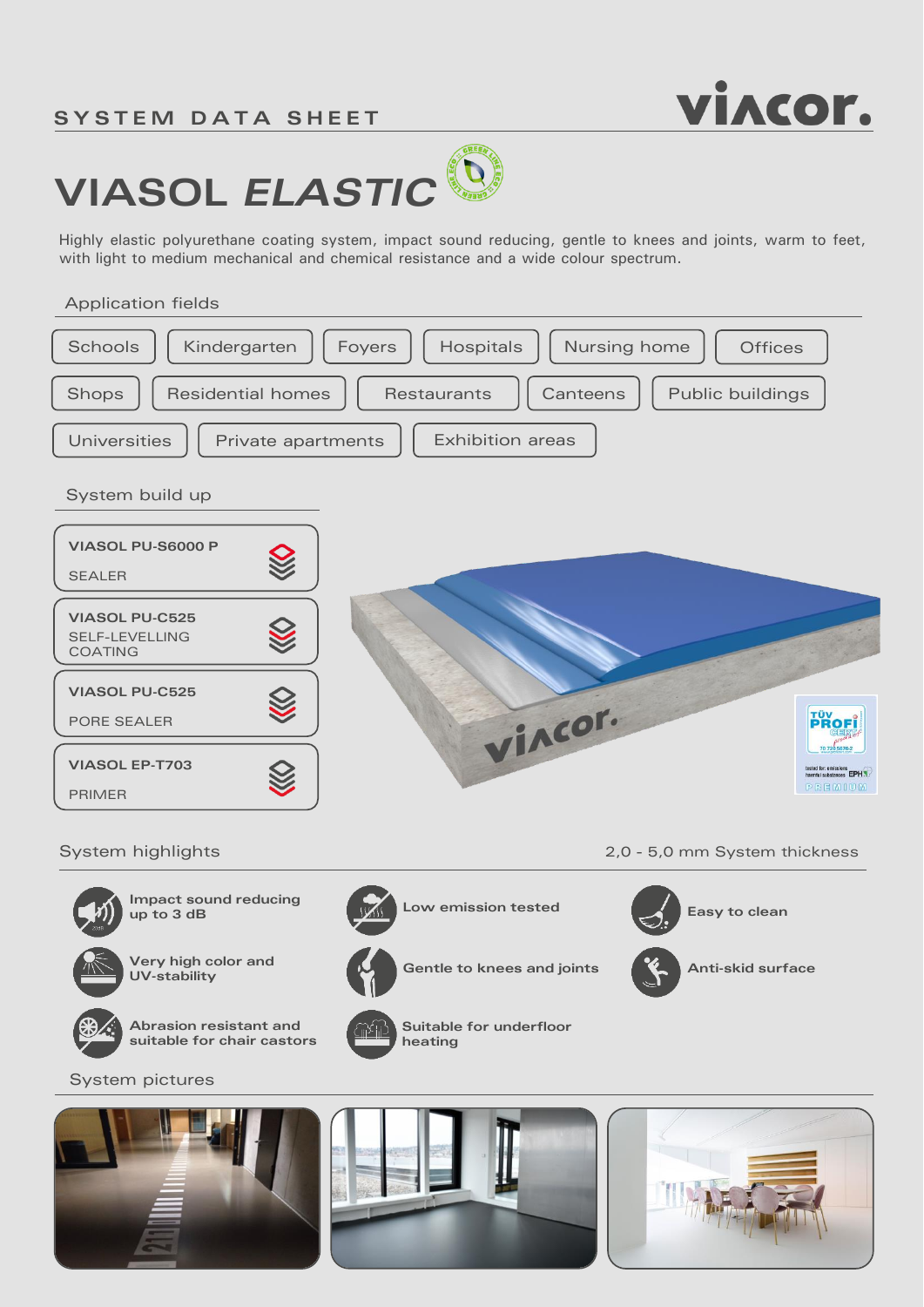SYSTEM DATA SHEET

# VIASOL *ELASTIC*

Highly elastic polyurethane coating system, impact sound reducing, gentle to knees and joints, warm to feet, with light to medium mechanical and chemical resistance and a wide colour spectrum.

## Application fields

Schools | Kindergarten | Foyers | Hospitals | Nursing home | Offices | Shops | Residential homes | Restaurants | Canteens | Public buildings | Universities | Private apartments | Exhibition areas

## System build up

- **VIASOL PU-S6000 P** – SEALER
- **VIASOL PU-C525** – SELF-LEVELLING COATING
- **VIASOL PU-C525** – PORE SEALER
- **VIASOL EP-T703** – PRIMER

## System highlights

2,0 - 5,0 mm System thickness

- Impact sound reducing up to 3 dB
- Very high color and UV-stability
- Abrasion resistant and suitable for chair castors
- Low emission tested
- Gentle to knees and joints
- Suitable for underfloor heating
- Easy to clean
- Anti-skid surface

## System pictures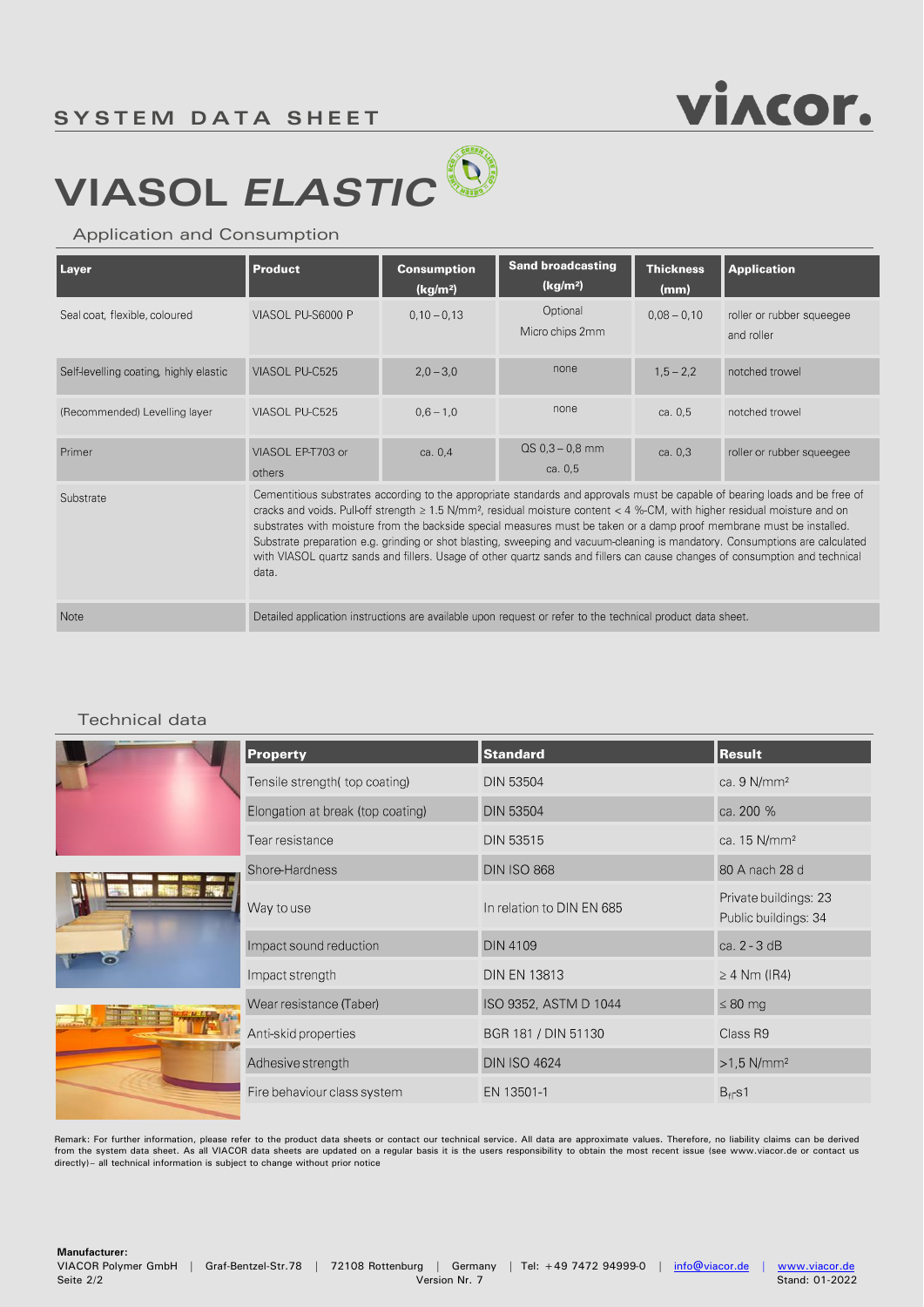# VIASOL *ELASTIC*

## Application and Consumption

| Layer | Product | Consumption (kg/m²) | Sand broadcasting (kg/m²) | Thickness (mm) | Application |
|---|---|---|---|---|---|
| Seal coat, flexible, coloured | VIASOL PU-S6000 P | 0,10 – 0,13 | Optional Micro chips 2mm | 0,08 – 0,10 | roller or rubber squeegee and roller |
| Self-levelling coating, highly elastic | VIASOL PU-C525 | 2,0 – 3,0 | none | 1,5 – 2,2 | notched trowel |
| (Recommended) Levelling layer | VIASOL PU-C525 | 0,6 – 1,0 | none | ca. 0,5 | notched trowel |
| Primer | VIASOL EP-T703 or others | ca. 0,4 | QS 0,3 – 0,8 mm ca. 0,5 | ca. 0,3 | roller or rubber squeegee |
| Substrate | Cementitious substrates according to the appropriate standards and approvals must be capable of bearing loads and be free of cracks and voids. Pull-off strength ≥ 1.5 N/mm², residual moisture content < 4 %-CM, with higher residual moisture and on substrates with moisture from the backside special measures must be taken or a damp proof membrane must be installed. Substrate preparation e.g. grinding or shot blasting, sweeping and vacuum-cleaning is mandatory. Consumptions are calculated with VIASOL quartz sands and fillers. Usage of other quartz sands and fillers can cause changes of consumption and technical data. | | | | |
| Note | Detailed application instructions are available upon request or refer to the technical product data sheet. | | | | |

## Technical data

| Property | Standard | Result |
|---|---|---|
| Tensile strength( top coating) | DIN 53504 | ca. 9 N/mm² |
| Elongation at break (top coating) | DIN 53504 | ca. 200 % |
| Tear resistance | DIN 53515 | ca. 15 N/mm² |
| Shore-Hardness | DIN ISO 868 | 80 A nach 28 d |
| Way to use | In relation to DIN EN 685 | Private buildings: 23 Public buildings: 34 |
| Impact sound reduction | DIN 4109 | ca. 2 - 3 dB |
| Impact strength | DIN EN 13813 | ≥ 4 Nm (IR4) |
| Wear resistance (Taber) | ISO 9352, ASTM D 1044 | ≤ 80 mg |
| Anti-skid properties | BGR 181 / DIN 51130 | Class R9 |
| Adhesive strength | DIN ISO 4624 | >1,5 N/mm² |
| Fire behaviour class system | EN 13501-1 | $B_{fl}$-s1 |

Remark: For further information, please refer to the product data sheets or contact our technical service. All data are approximate values. Therefore, no liability claims can be derived from the system data sheet. As all VIACOR data sheets are updated on a regular basis it is the users responsibility to obtain the most recent issue (see www.viacor.de or contact us directly)– all technical information is subject to change without prior notice

**Manufacturer:**
VIACOR Polymer GmbH | Graf-Bentzel-Str.78 | 72108 Rottenburg | Germany | Tel: +49 7472 94999-0 | info@viacor.de | www.viacor.de
Version Nr. 7 Stand: 01-2022